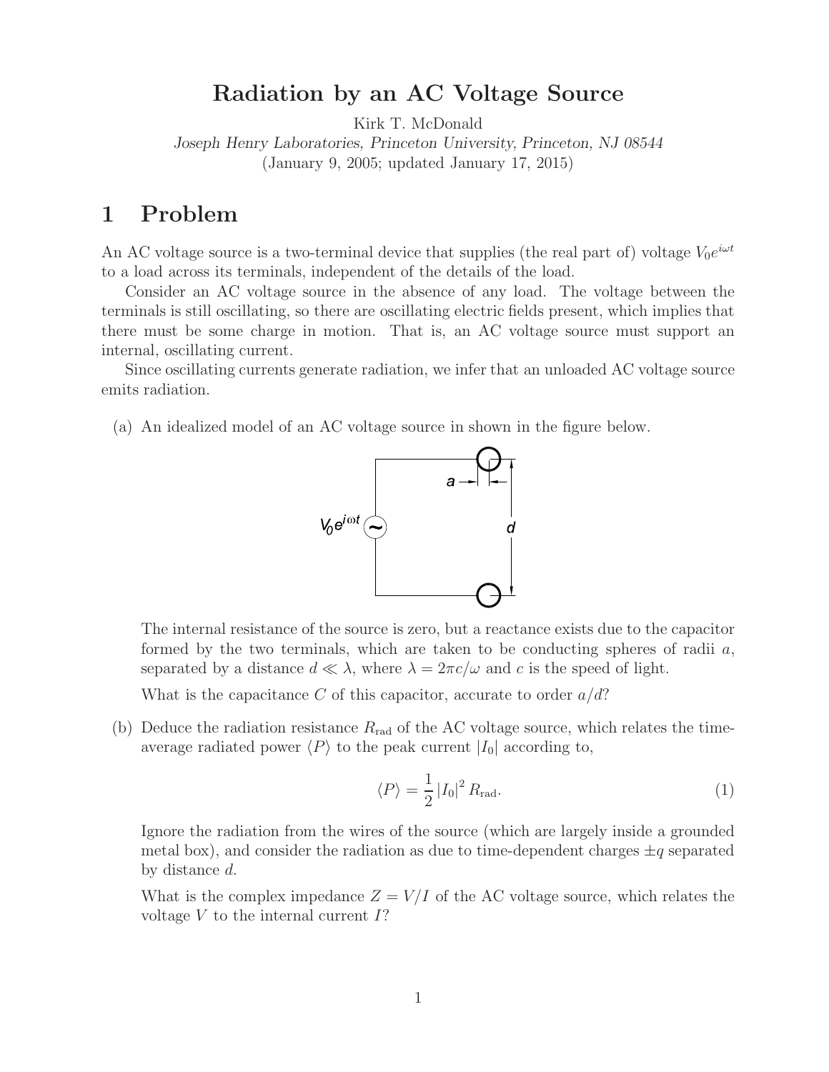# Radiation by an AC Voltage Source

Kirk T. McDonald

*Joseph Henry Laboratories, Princeton University, Princeton, NJ 08544*

(January 9, 2005; updated January 17, 2015)

## 1 Problem

An AC voltage source is a two-terminal device that supplies (the real part of) voltage $V_0 e^{i\omega t}$ to a load across its terminals, independent of the details of the load.

Consider an AC voltage source in the absence of any load. The voltage between the terminals is still oscillating, so there are oscillating electric fields present, which implies that there must be some charge in motion. That is, an AC voltage source must support an internal, oscillating current.

Since oscillating currents generate radiation, we infer that an unloaded AC voltage source emits radiation.

(a) An idealized model of an AC voltage source in shown in the figure below.

The internal resistance of the source is zero, but a reactance exists due to the capacitor formed by the two terminals, which are taken to be conducting spheres of radii $a$, separated by a distance $d \ll \lambda$, where $\lambda = 2\pi c/\omega$ and $c$ is the speed of light.

What is the capacitance $C$ of this capacitor, accurate to order $a/d$?

(b) Deduce the radiation resistance $R_{\rm rad}$ of the AC voltage source, which relates the time-average radiated power $\langle P \rangle$ to the peak current $|I_0|$ according to,

$$\langle P \rangle = \frac{1}{2} |I_0|^2 R_{\rm rad}. \tag{1}$$

Ignore the radiation from the wires of the source (which are largely inside a grounded metal box), and consider the radiation as due to time-dependent charges $\pm q$ separated by distance $d$.

What is the complex impedance $Z = V/I$ of the AC voltage source, which relates the voltage $V$ to the internal current $I$?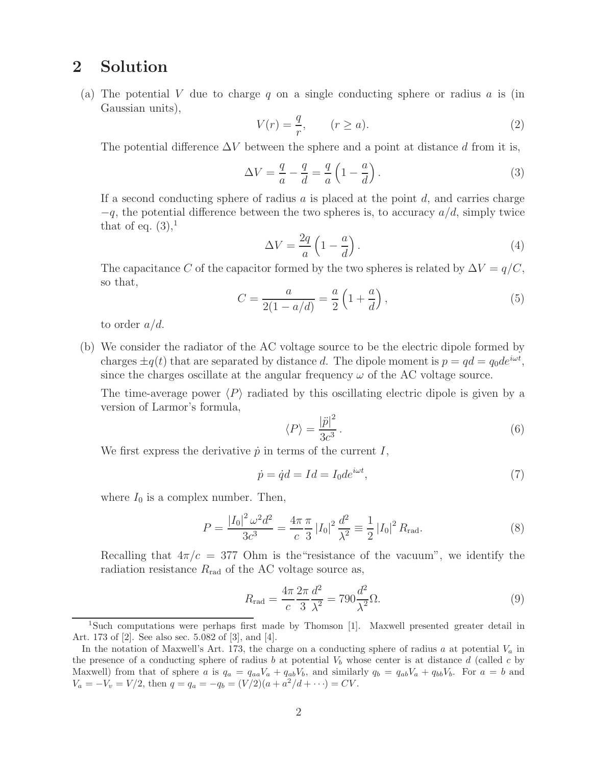## 2 Solution

(a) The potential $V$ due to charge $q$ on a single conducting sphere or radius $a$ is (in Gaussian units),

$$V(r) = \frac{q}{r}, \qquad (r \geq a). \tag{2}$$

The potential difference $\Delta V$ between the sphere and a point at distance $d$ from it is,

$$\Delta V = \frac{q}{a} - \frac{q}{d} = \frac{q}{a}\left(1 - \frac{a}{d}\right). \tag{3}$$

If a second conducting sphere of radius $a$ is placed at the point $d$, and carries charge $-q$, the potential difference between the two spheres is, to accuracy $a/d$, simply twice that of eq. (3),[1]

$$\Delta V = \frac{2q}{a}\left(1 - \frac{a}{d}\right). \tag{4}$$

The capacitance $C$ of the capacitor formed by the two spheres is related by $\Delta V = q/C$, so that,

$$C = \frac{a}{2(1 - a/d)} = \frac{a}{2}\left(1 + \frac{a}{d}\right), \tag{5}$$

to order $a/d$.

(b) We consider the radiator of the AC voltage source to be the electric dipole formed by charges $\pm q(t)$ that are separated by distance $d$. The dipole moment is $p = qd = q_0 d e^{i\omega t}$, since the charges oscillate at the angular frequency $\omega$ of the AC voltage source.

The time-average power $\langle P \rangle$ radiated by this oscillating electric dipole is given by a version of Larmor's formula,

$$\langle P \rangle = \frac{|\ddot{p}|^2}{3c^3}. \tag{6}$$

We first express the derivative $\dot{p}$ in terms of the current $I$,

$$\dot{p} = \dot{q}d = Id = I_0 d e^{i\omega t}, \tag{7}$$

where $I_0$ is a complex number. Then,

$$P = \frac{|I_0|^2 \omega^2 d^2}{3c^3} = \frac{4\pi}{c}\frac{\pi}{3}|I_0|^2 \frac{d^2}{\lambda^2} \equiv \frac{1}{2}|I_0|^2 R_{\text{rad}}. \tag{8}$$

Recalling that $4\pi/c = 377$ Ohm is the "resistance of the vacuum", we identify the radiation resistance $R_{\text{rad}}$ of the AC voltage source as,

$$R_{\text{rad}} = \frac{4\pi}{c}\frac{2\pi}{3}\frac{d^2}{\lambda^2} = 790\frac{d^2}{\lambda^2}\Omega. \tag{9}$$

---

[1] Such computations were perhaps first made by Thomson [1]. Maxwell presented greater detail in Art. 173 of [2]. See also sec. 5.082 of [3], and [4].

In the notation of Maxwell's Art. 173, the charge on a conducting sphere of radius $a$ at potential $V_a$ in the presence of a conducting sphere of radius $b$ at potential $V_b$ whose center is at distance $d$ (called $c$ by Maxwell) from that of sphere $a$ is $q_a = q_{aa}V_a + q_{ab}V_b$, and similarly $q_b = q_{ab}V_a + q_{bb}V_b$. For $a = b$ and $V_a = -V_v = V/2$, then $q = q_a = -q_b = (V/2)(a + a^2/d + \cdots) = CV$.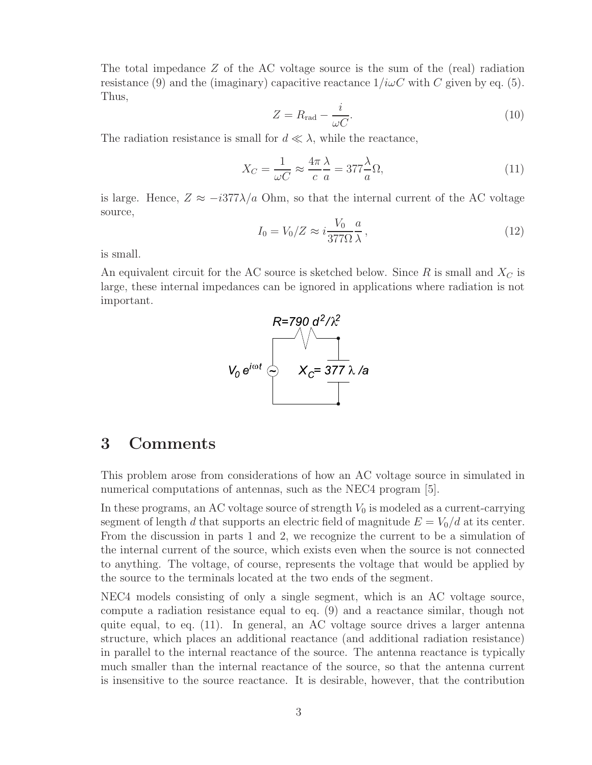The total impedance $Z$ of the AC voltage source is the sum of the (real) radiation resistance (9) and the (imaginary) capacitive reactance $1/i\omega C$ with $C$ given by eq. (5). Thus,

$$Z = R_{\rm rad} - \frac{i}{\omega C}. \tag{10}$$

The radiation resistance is small for $d \ll \lambda$, while the reactance,

$$X_C = \frac{1}{\omega C} \approx \frac{4\pi}{c}\frac{\lambda}{a} = 377\frac{\lambda}{a}\Omega, \tag{11}$$

is large. Hence, $Z \approx -i377\lambda/a$ Ohm, so that the internal current of the AC voltage source,

$$I_0 = V_0/Z \approx i\frac{V_0}{377\Omega}\frac{a}{\lambda}, \tag{12}$$

is small.

An equivalent circuit for the AC source is sketched below. Since $R$ is small and $X_C$ is large, these internal impedances can be ignored in applications where radiation is not important.

$R = 790\, d^2/\lambda^2$

$V_0\, e^{i\omega t}$ $\quad X_C = 377\, \lambda/a$

## 3 Comments

This problem arose from considerations of how an AC voltage source in simulated in numerical computations of antennas, such as the NEC4 program [5].

In these programs, an AC voltage source of strength $V_0$ is modeled as a current-carrying segment of length $d$ that supports an electric field of magnitude $E = V_0/d$ at its center. From the discussion in parts 1 and 2, we recognize the current to be a simulation of the internal current of the source, which exists even when the source is not connected to anything. The voltage, of course, represents the voltage that would be applied by the source to the terminals located at the two ends of the segment.

NEC4 models consisting of only a single segment, which is an AC voltage source, compute a radiation resistance equal to eq. (9) and a reactance similar, though not quite equal, to eq. (11). In general, an AC voltage source drives a larger antenna structure, which places an additional reactance (and additional radiation resistance) in parallel to the internal reactance of the source. The antenna reactance is typically much smaller than the internal reactance of the source, so that the antenna current is insensitive to the source reactance. It is desirable, however, that the contribution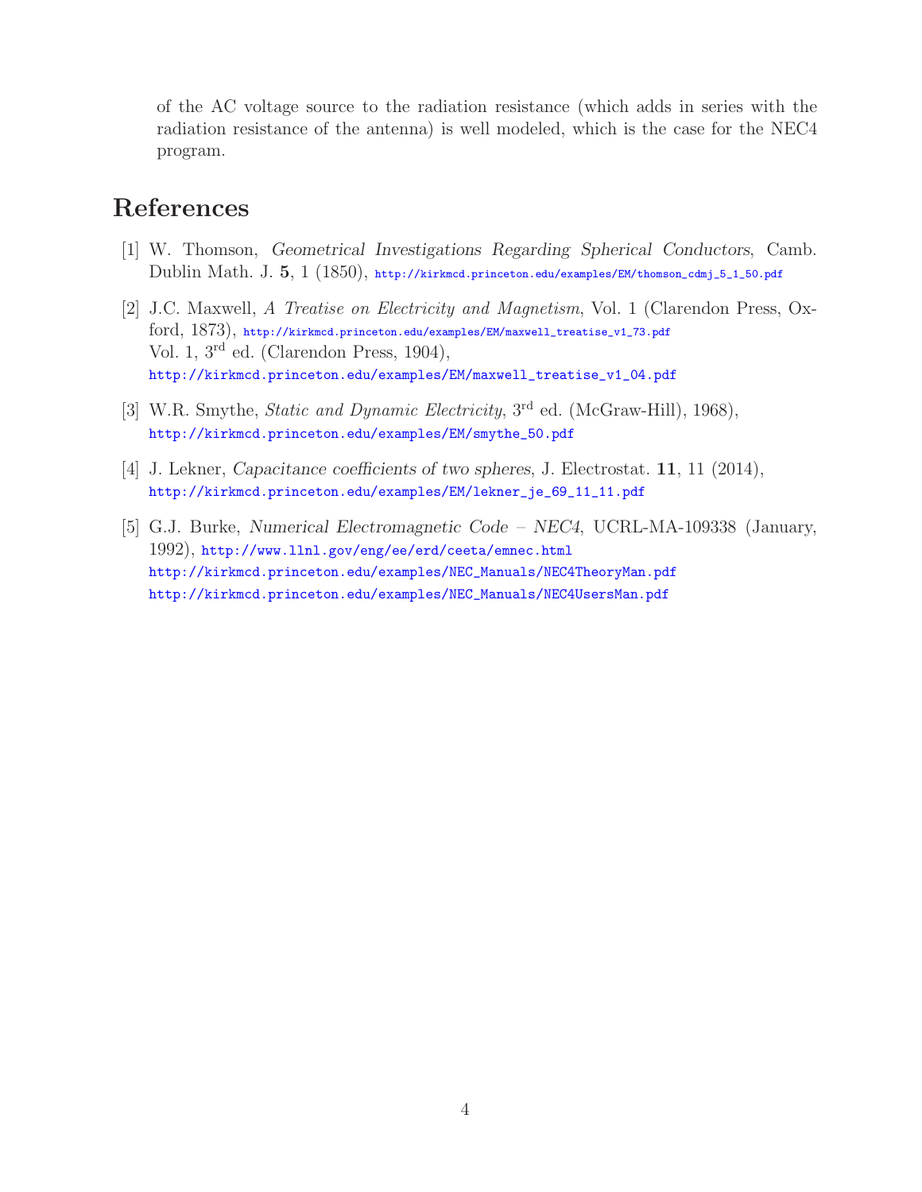of the AC voltage source to the radiation resistance (which adds in series with the radiation resistance of the antenna) is well modeled, which is the case for the NEC4 program.

## References

[1] W. Thomson, *Geometrical Investigations Regarding Spherical Conductors*, Camb. Dublin Math. J. **5**, 1 (1850), http://kirkmcd.princeton.edu/examples/EM/thomson_cdmj_5_1_50.pdf

[2] J.C. Maxwell, *A Treatise on Electricity and Magnetism*, Vol. 1 (Clarendon Press, Oxford, 1873), http://kirkmcd.princeton.edu/examples/EM/maxwell_treatise_v1_73.pdf
Vol. 1, 3rd ed. (Clarendon Press, 1904),
http://kirkmcd.princeton.edu/examples/EM/maxwell_treatise_v1_04.pdf

[3] W.R. Smythe, *Static and Dynamic Electricity*, 3rd ed. (McGraw-Hill), 1968),
http://kirkmcd.princeton.edu/examples/EM/smythe_50.pdf

[4] J. Lekner, *Capacitance coefficients of two spheres*, J. Electrostat. **11**, 11 (2014),
http://kirkmcd.princeton.edu/examples/EM/lekner_je_69_11_11.pdf

[5] G.J. Burke, *Numerical Electromagnetic Code – NEC4*, UCRL-MA-109338 (January, 1992), http://www.llnl.gov/eng/ee/erd/ceeta/emnec.html
http://kirkmcd.princeton.edu/examples/NEC_Manuals/NEC4TheoryMan.pdf
http://kirkmcd.princeton.edu/examples/NEC_Manuals/NEC4UsersMan.pdf